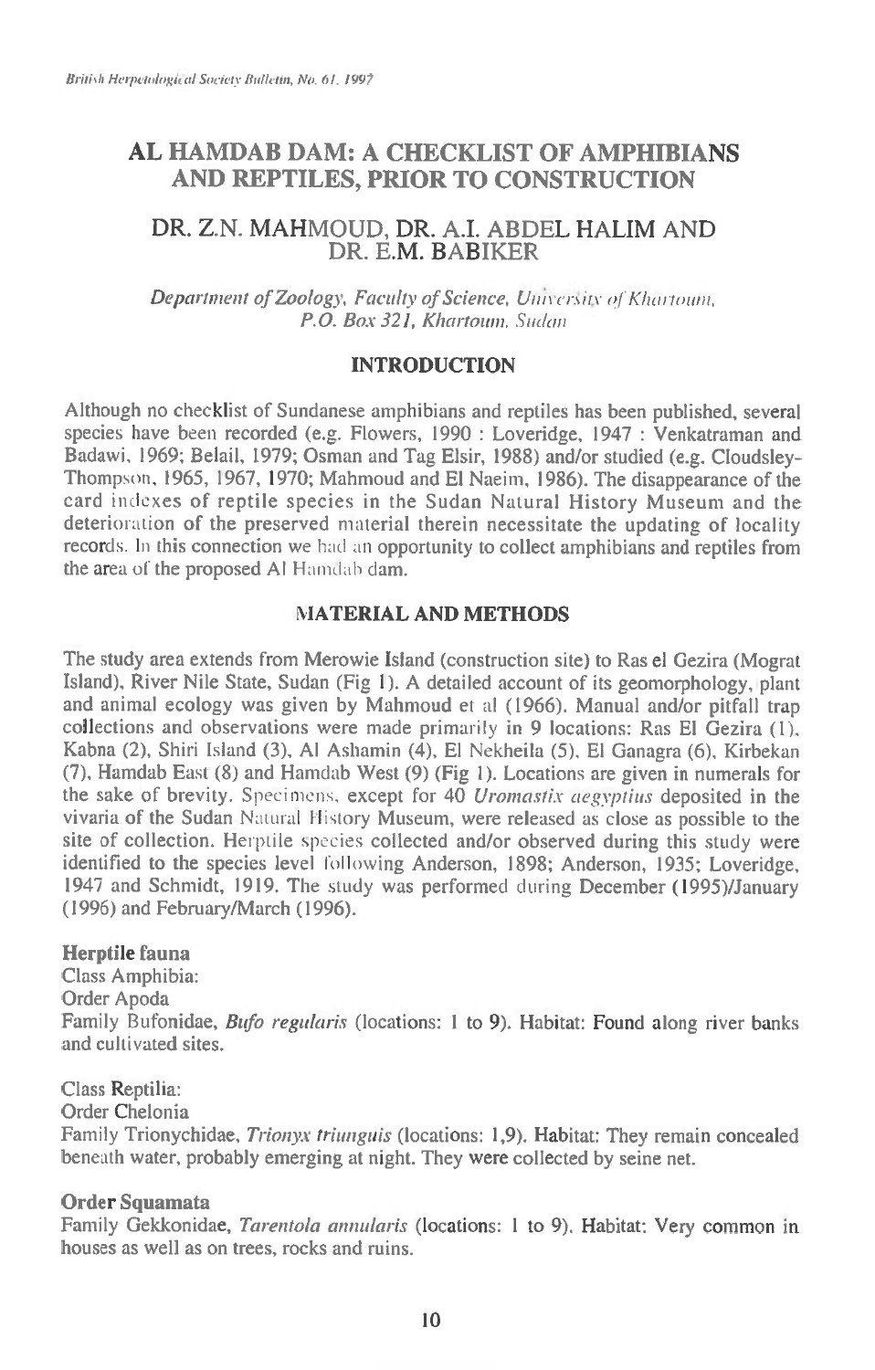# AL HAMDAB DAM: A CHECKLIST OF AMPHIBIANS AND REPTILES, PRIOR TO CONSTRUCTION

## DR. Z.N. MAHMOUD, DR. A.I. ABDEL HALIM AND DR. E.M. BABIKER

*Department of Zoology, Faculty of Science, University of Khartoum, P.O. Box 321, Khartoum, Sudan*

### INTRODUCTION

Although no checklist of Sundanese amphibians and reptiles has been published, several species have been recorded (e.g. Flowers, 1990 : Loveridge, 1947 : Venkatraman and Badawi, 1969; Belail, 1979; Osman and Tag Elsir, 1988) and/or studied (e.g. Cloudsley-Thompson, 1965, 1967, 1970; Mahmoud and El Naeim, 1986). The disappearance of the card indexes of reptile species in the Sudan Natural History Museum and the deterioration of the preserved material therein necessitate the updating of locality records. In this connection we had an opportunity to collect amphibians and reptiles from the area of the proposed Al Hamdab dam.

### MATERIAL AND METHODS

The study area extends from Merowie Island (construction site) to Ras el Gezira (Mograt Island), River Nile State, Sudan (Fig 1). A detailed account of its geomorphology, plant and animal ecology was given by Mahmoud et al (1966). Manual and/or pitfall trap collections and observations were made primarily in 9 locations: Ras El Gezira (1), Kabna (2), Shiri Island (3), Al Ashamin (4), El Nekheila (5), El Ganagra (6), Kirbekan (7), Hamdab East (8) and Hamdab West (9) (Fig 1). Locations are given in numerals for the sake of brevity. Specimens, except for 40 *Uromastix aegyptius* deposited in the vivaria of the Sudan Natural History Museum, were released as close as possible to the site of collection. Herptile species collected and/or observed during this study were identified to the species level following Anderson, 1898; Anderson, 1935; Loveridge, 1947 and Schmidt, 1919. The study was performed during December (1995)/January (1996) and February/March (1996).

**Herptile fauna**

Class Amphibia:
Order Apoda
Family Bufonidae, *Bufo regularis* (locations: 1 to 9). Habitat: Found along river banks and cultivated sites.

Class Reptilia:
Order Chelonia
Family Trionychidae, *Trionyx triunguis* (locations: 1,9). Habitat: They remain concealed beneath water, probably emerging at night. They were collected by seine net.

**Order Squamata**

Family Gekkonidae, *Tarentola annularis* (locations: 1 to 9). Habitat: Very common in houses as well as on trees, rocks and ruins.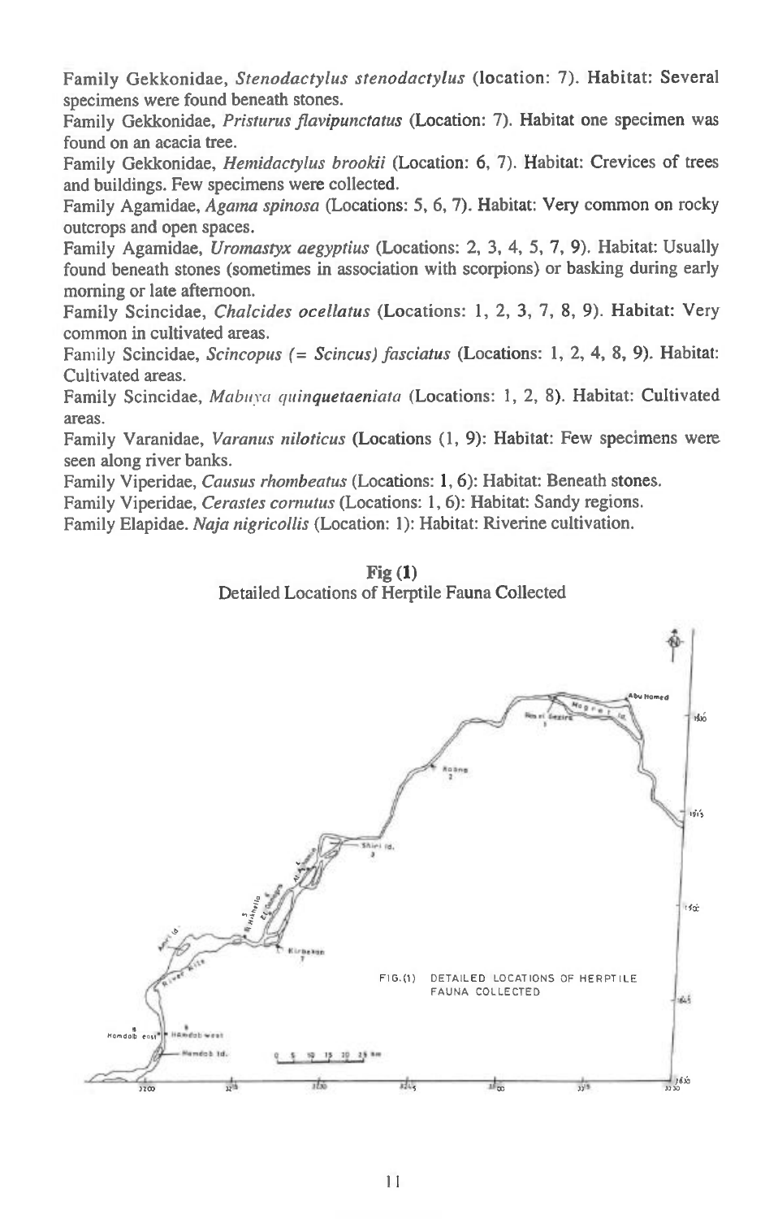Family Gekkonidae, *Stenodactylus stenodactylus* (location: 7). Habitat: Several specimens were found beneath stones.

Family Gekkonidae, *Pristurus flavipunctatus* (Location: 7). Habitat one specimen was found on an acacia tree.

Family Gekkonidae, *Hemidactylus brookii* (Location: 6, 7). Habitat: Crevices of trees and buildings. Few specimens were collected.

Family Agamidae, *Agama spinosa* (Locations: 5, 6, 7). Habitat: Very common on rocky outcrops and open spaces.

Family Agamidae, *Uromastyx aegyptius* (Locations: 2, 3, 4, 5, 7, 9). Habitat: Usually found beneath stones (sometimes in association with scorpions) or basking during early morning or late afternoon.

Family Scincidae, *Chalcides ocellatus* (Locations: 1, 2, 3, 7, 8, 9). Habitat: Very common in cultivated areas.

Family Scincidae, *Scincopus (= Scincus) fasciatus* (Locations: 1, 2, 4, 8, 9). Habitat: Cultivated areas.

Family Scincidae, *Mabuya quinquetaeniata* (Locations: 1, 2, 8). Habitat: Cultivated areas.

Family Varanidae, *Varanus niloticus* (Locations (1, 9): Habitat: Few specimens were seen along river banks.

Family Viperidae, *Causus rhombeatus* (Locations: 1, 6): Habitat: Beneath stones.

Family Viperidae, *Cerastes cornutus* (Locations: 1, 6): Habitat: Sandy regions.

Family Elapidae. *Naja nigricollis* (Location: 1): Habitat: Riverine cultivation.

**Fig (1)**
Detailed Locations of Herptile Fauna Collected

FIG.(1) DETAILED LOCATIONS OF HERPTILE FAUNA COLLECTED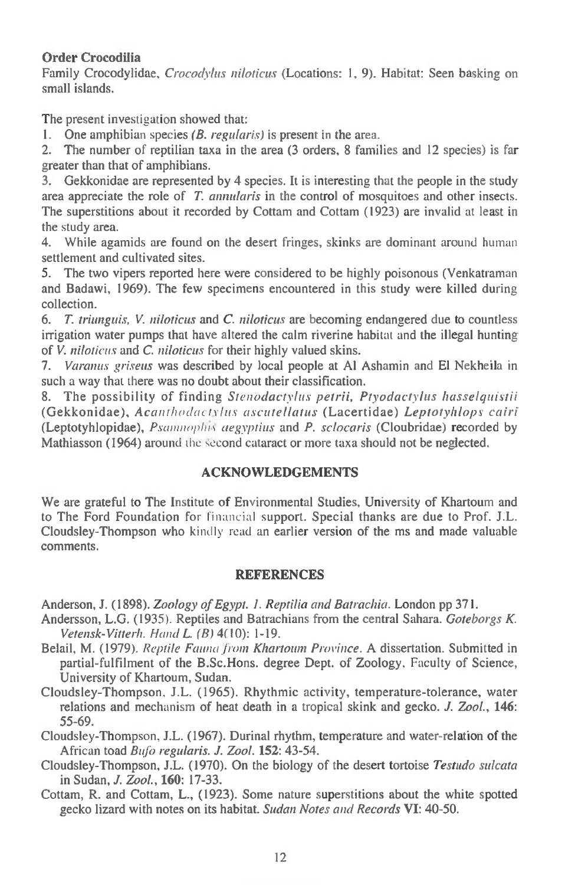**Order Crocodilia**

Family Crocodylidae, *Crocodylus niloticus* (Locations: 1, 9). Habitat: Seen basking on small islands.

The present investigation showed that:

1. One amphibian species *(B. regularis)* is present in the area.
2. The number of reptilian taxa in the area (3 orders, 8 families and 12 species) is far greater than that of amphibians.
3. Gekkonidae are represented by 4 species. It is interesting that the people in the study area appreciate the role of *T. annularis* in the control of mosquitoes and other insects. The superstitions about it recorded by Cottam and Cottam (1923) are invalid at least in the study area.
4. While agamids are found on the desert fringes, skinks are dominant around human settlement and cultivated sites.
5. The two vipers reported here were considered to be highly poisonous (Venkatraman and Badawi, 1969). The few specimens encountered in this study were killed during collection.
6. *T. triunguis, V. niloticus* and *C. niloticus* are becoming endangered due to countless irrigation water pumps that have altered the calm riverine habitat and the illegal hunting of *V. niloticus* and *C. niloticus* for their highly valued skins.
7. *Varanus griseus* was described by local people at Al Ashamin and El Nekheila in such a way that there was no doubt about their classification.
8. The possibility of finding *Stenodactylus petrii, Ptyodactylus hasselquistii* (Gekkonidae), *Acanthodactylus ascutellatus* (Lacertidae) *Leptotyhlops cairi* (Leptotyhlopidae), *Psammophis aegyptius* and *P. sclocaris* (Cloubridae) recorded by Mathiasson (1964) around the second cataract or more taxa should not be neglected.

## ACKNOWLEDGEMENTS

We are grateful to The Institute of Environmental Studies, University of Khartoum and to The Ford Foundation for financial support. Special thanks are due to Prof. J.L. Cloudsley-Thompson who kindly read an earlier version of the ms and made valuable comments.

## REFERENCES

Anderson, J. (1898). *Zoology of Egypt. 1. Reptilia and Batrachia*. London pp 371.

Andersson, L.G. (1935). Reptiles and Batrachians from the central Sahara. *Goteborgs K. Vetensk-Vitterh. Hand L. (B)* 4(10): 1-19.

Belail, M. (1979). *Reptile Fauna from Khartoum Province*. A dissertation. Submitted in partial-fulfilment of the B.Sc.Hons. degree Dept. of Zoology, Faculty of Science, University of Khartoum, Sudan.

Cloudsley-Thompson, J.L. (1965). Rhythmic activity, temperature-tolerance, water relations and mechanism of heat death in a tropical skink and gecko. *J. Zool.*, **146**: 55-69.

Cloudsley-Thompson, J.L. (1967). Durinal rhythm, temperature and water-relation of the African toad *Bufo regularis*. *J. Zool.* **152**: 43-54.

Cloudsley-Thompson, J.L. (1970). On the biology of the desert tortoise *Testudo sulcata* in Sudan, *J. Zool.*, **160**: 17-33.

Cottam, R. and Cottam, L., (1923). Some nature superstitions about the white spotted gecko lizard with notes on its habitat. *Sudan Notes and Records* **VI**: 40-50.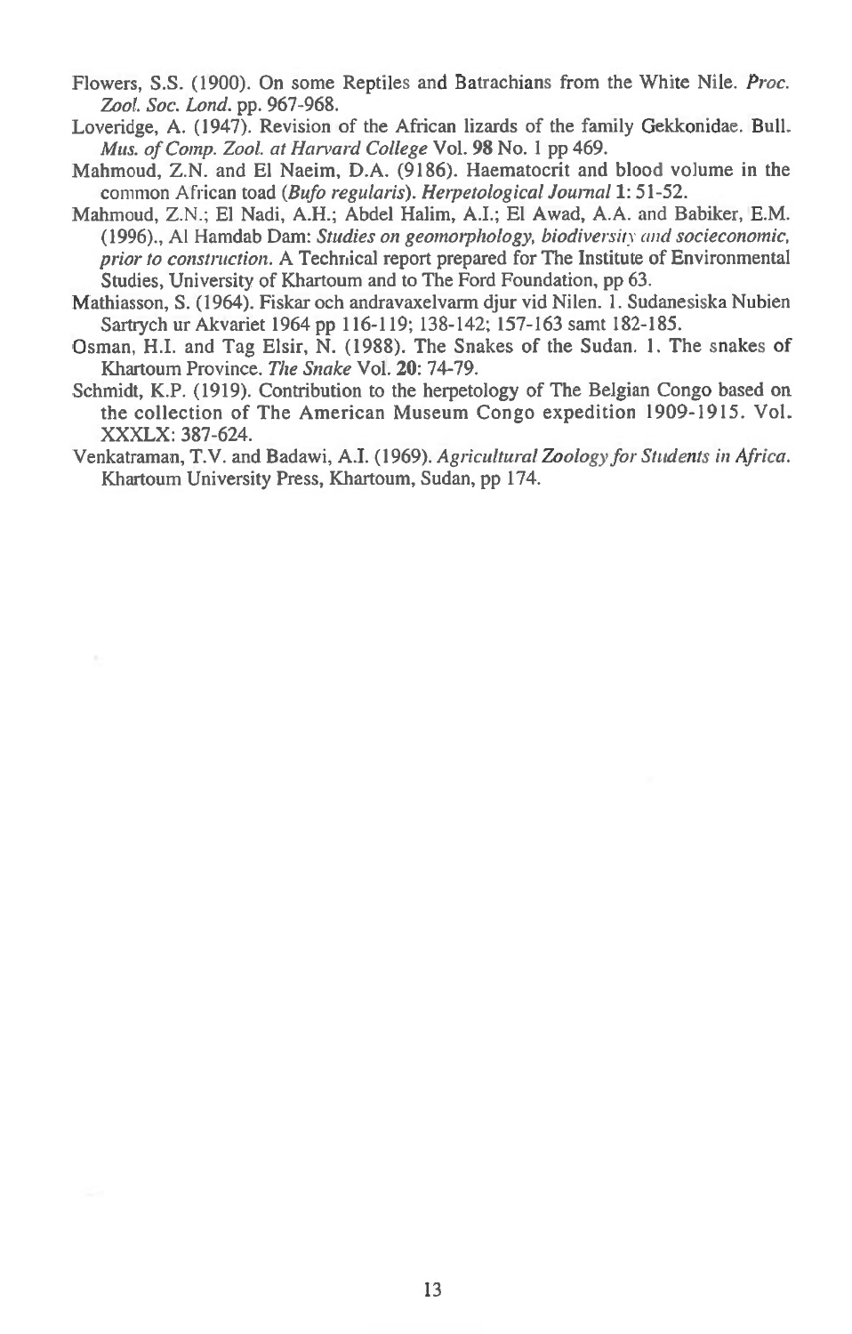Flowers, S.S. (1900). On some Reptiles and Batrachians from the White Nile. *Proc. Zool. Soc. Lond.* pp. 967-968.

Loveridge, A. (1947). Revision of the African lizards of the family Gekkonidae. Bull. *Mus. of Comp. Zool. at Harvard College* Vol. **98** No. 1 pp 469.

Mahmoud, Z.N. and El Naeim, D.A. (9186). Haematocrit and blood volume in the common African toad (*Bufo regularis*). *Herpetological Journal* **1**: 51-52.

Mahmoud, Z.N.; El Nadi, A.H.; Abdel Halim, A.I.; El Awad, A.A. and Babiker, E.M. (1996)., Al Hamdab Dam: *Studies on geomorphology, biodiversity and socieconomic, prior to construction.* A Technical report prepared for The Institute of Environmental Studies, University of Khartoum and to The Ford Foundation, pp 63.

Mathiasson, S. (1964). Fiskar och andravaxelvarm djur vid Nilen. 1. Sudanesiska Nubien Sartrych ur Akvariet 1964 pp 116-119; 138-142; 157-163 samt 182-185.

Osman, H.I. and Tag Elsir, N. (1988). The Snakes of the Sudan. 1. The snakes of Khartoum Province. *The Snake* Vol. **20**: 74-79.

Schmidt, K.P. (1919). Contribution to the herpetology of The Belgian Congo based on the collection of The American Museum Congo expedition 1909-1915. Vol. XXXLX: 387-624.

Venkatraman, T.V. and Badawi, A.I. (1969). *Agricultural Zoology for Students in Africa.* Khartoum University Press, Khartoum, Sudan, pp 174.